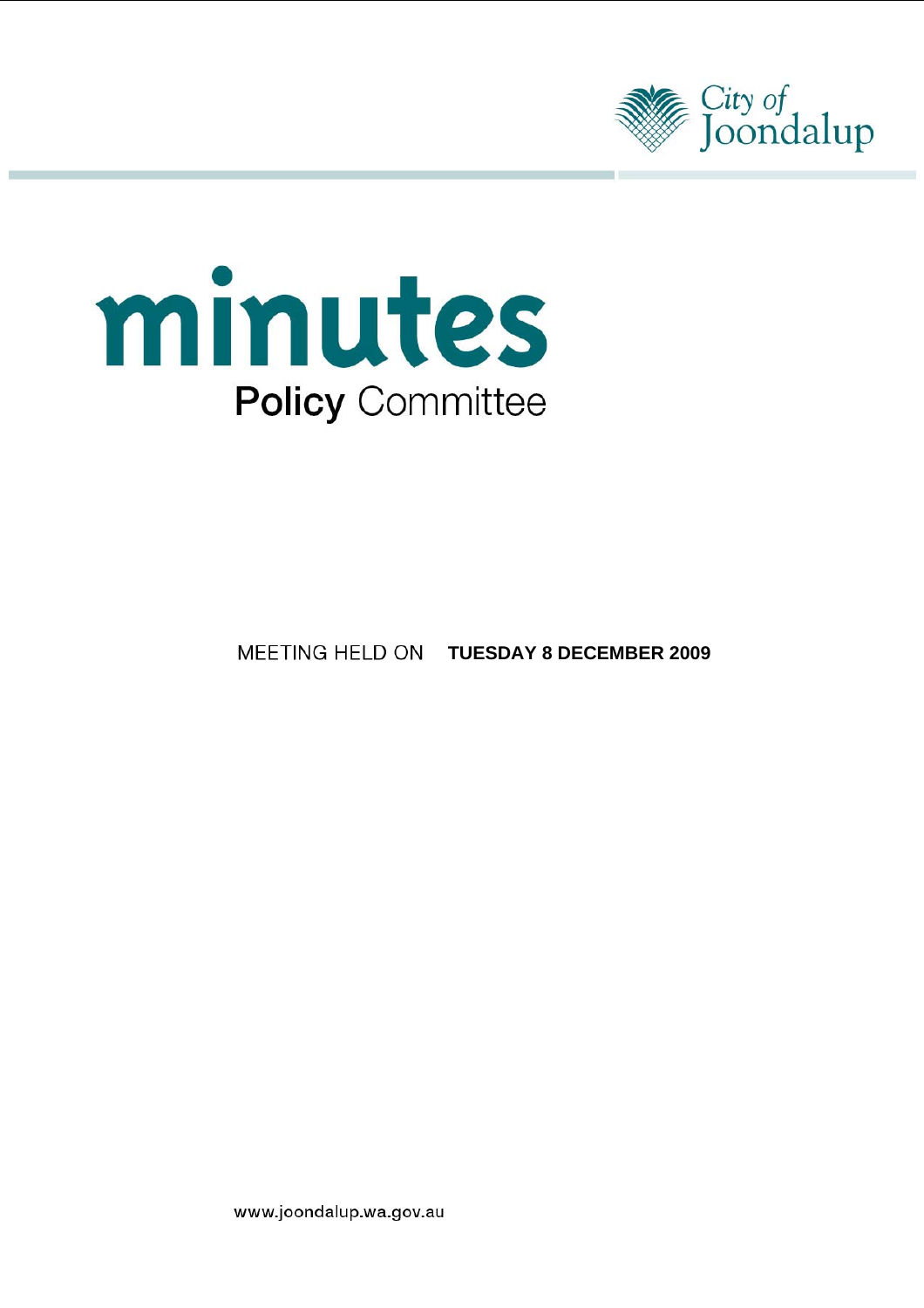City of Joondalup

# minutes

## Policy Committee

MEETING HELD ON **TUESDAY 8 DECEMBER 2009**

www.joondalup.wa.gov.au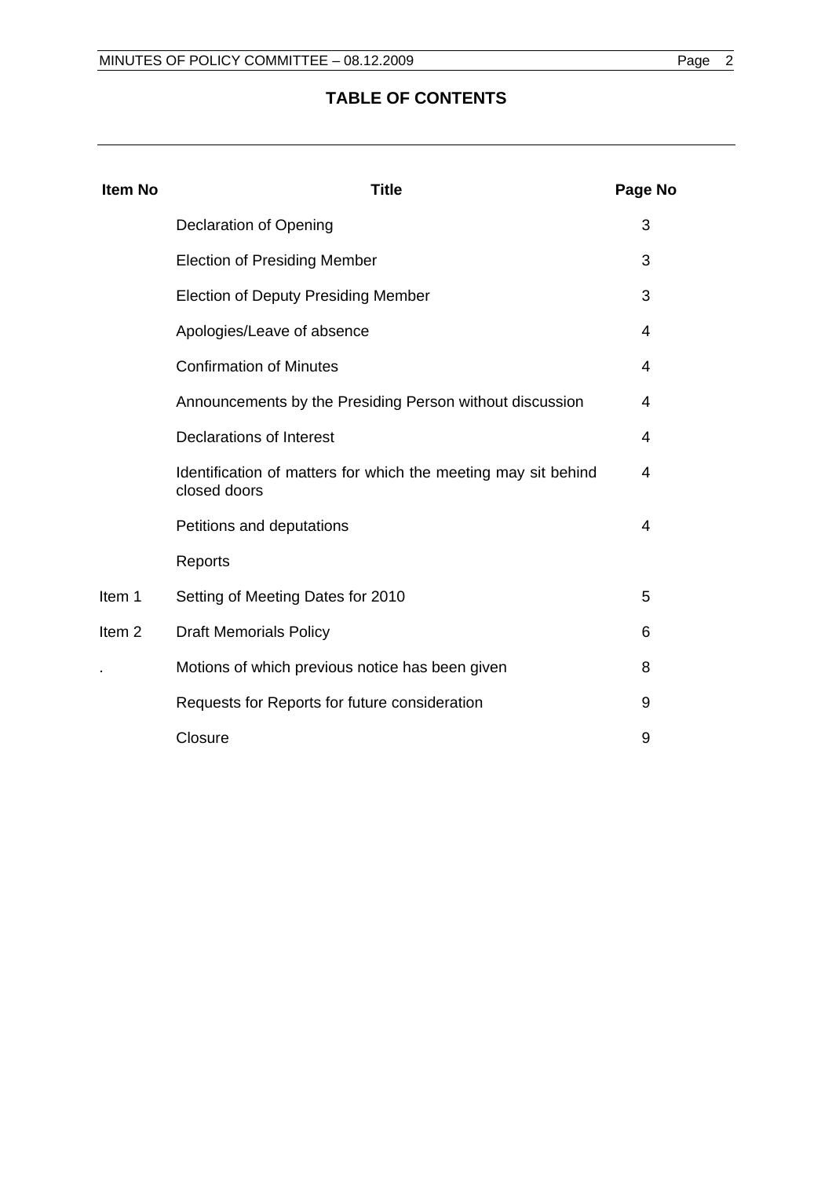# TABLE OF CONTENTS

| Item No | Title | Page No |
|---|---|---|
| | Declaration of Opening | 3 |
| | Election of Presiding Member | 3 |
| | Election of Deputy Presiding Member | 3 |
| | Apologies/Leave of absence | 4 |
| | Confirmation of Minutes | 4 |
| | Announcements by the Presiding Person without discussion | 4 |
| | Declarations of Interest | 4 |
| | Identification of matters for which the meeting may sit behind closed doors | 4 |
| | Petitions and deputations | 4 |
| | Reports | |
| Item 1 | Setting of Meeting Dates for 2010 | 5 |
| Item 2 | Draft Memorials Policy | 6 |
| . | Motions of which previous notice has been given | 8 |
| | Requests for Reports for future consideration | 9 |
| | Closure | 9 |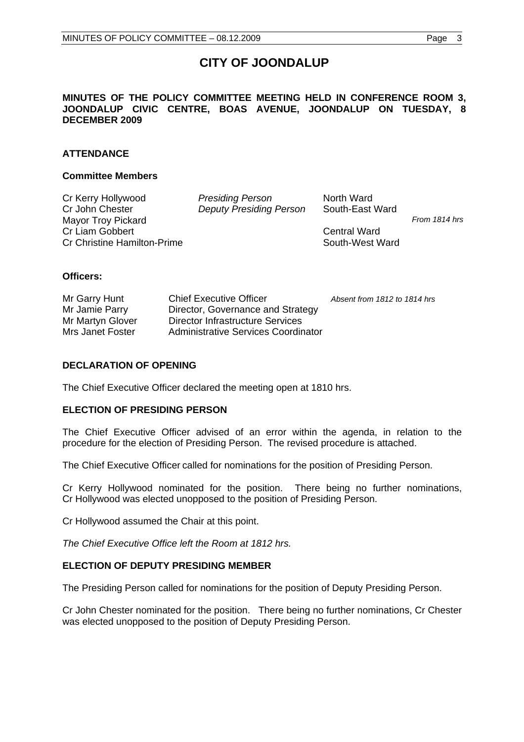# CITY OF JOONDALUP

**MINUTES OF THE POLICY COMMITTEE MEETING HELD IN CONFERENCE ROOM 3, JOONDALUP CIVIC CENTRE, BOAS AVENUE, JOONDALUP ON TUESDAY, 8 DECEMBER 2009**

**ATTENDANCE**

**Committee Members**

| | | | |
|---|---|---|---|
| Cr Kerry Hollywood | *Presiding Person* | North Ward | |
| Cr John Chester | *Deputy Presiding Person* | South-East Ward | |
| Mayor Troy Pickard | | | *From 1814 hrs* |
| Cr Liam Gobbert | | Central Ward | |
| Cr Christine Hamilton-Prime | | South-West Ward | |

**Officers:**

| | | |
|---|---|---|
| Mr Garry Hunt | Chief Executive Officer | *Absent from 1812 to 1814 hrs* |
| Mr Jamie Parry | Director, Governance and Strategy | |
| Mr Martyn Glover | Director Infrastructure Services | |
| Mrs Janet Foster | Administrative Services Coordinator | |

**DECLARATION OF OPENING**

The Chief Executive Officer declared the meeting open at 1810 hrs.

**ELECTION OF PRESIDING PERSON**

The Chief Executive Officer advised of an error within the agenda, in relation to the procedure for the election of Presiding Person. The revised procedure is attached.

The Chief Executive Officer called for nominations for the position of Presiding Person.

Cr Kerry Hollywood nominated for the position. There being no further nominations, Cr Hollywood was elected unopposed to the position of Presiding Person.

Cr Hollywood assumed the Chair at this point.

*The Chief Executive Office left the Room at 1812 hrs.*

**ELECTION OF DEPUTY PRESIDING MEMBER**

The Presiding Person called for nominations for the position of Deputy Presiding Person.

Cr John Chester nominated for the position. There being no further nominations, Cr Chester was elected unopposed to the position of Deputy Presiding Person.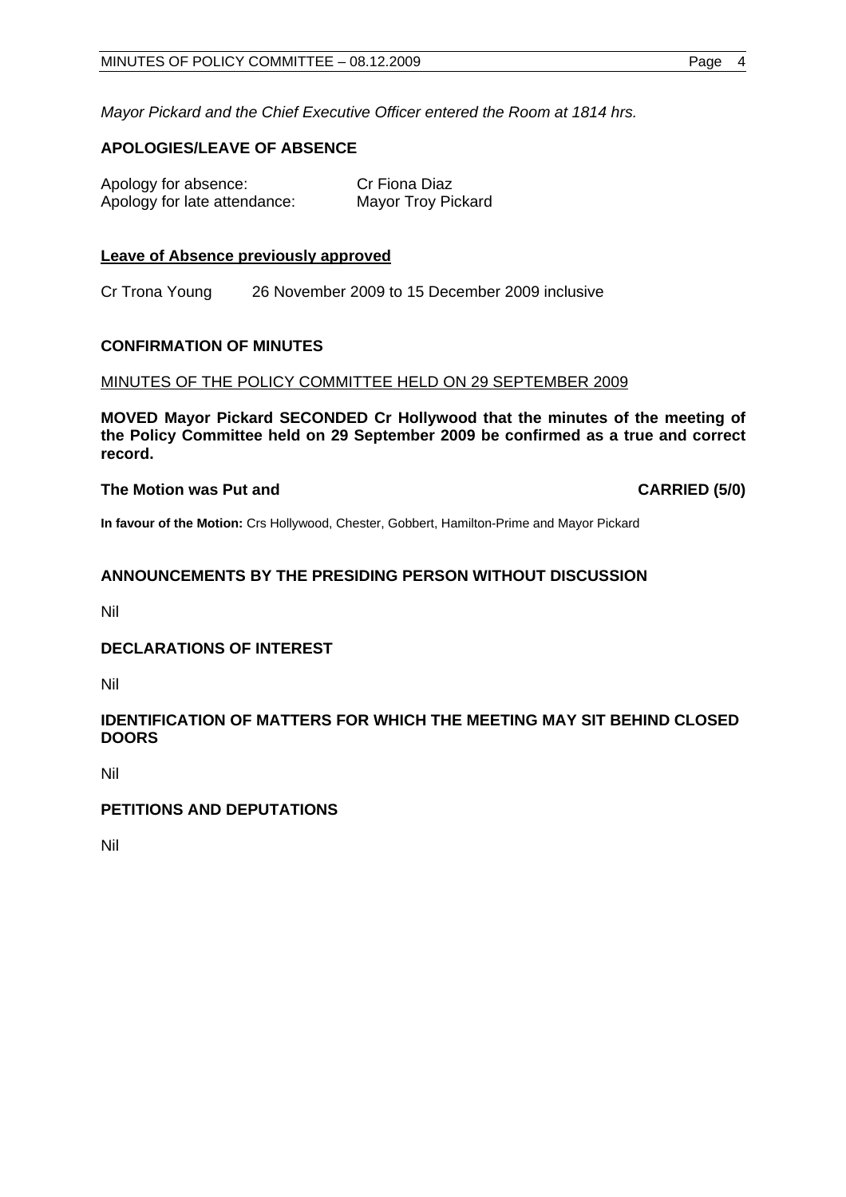*Mayor Pickard and the Chief Executive Officer entered the Room at 1814 hrs.*

## APOLOGIES/LEAVE OF ABSENCE

| | |
|---|---|
| Apology for absence: | Cr Fiona Diaz |
| Apology for late attendance: | Mayor Troy Pickard |

**Leave of Absence previously approved**

Cr Trona Young 26 November 2009 to 15 December 2009 inclusive

## CONFIRMATION OF MINUTES

MINUTES OF THE POLICY COMMITTEE HELD ON 29 SEPTEMBER 2009

**MOVED Mayor Pickard SECONDED Cr Hollywood that the minutes of the meeting of the Policy Committee held on 29 September 2009 be confirmed as a true and correct record.**

**The Motion was Put and CARRIED (5/0)**

**In favour of the Motion:** Crs Hollywood, Chester, Gobbert, Hamilton-Prime and Mayor Pickard

## ANNOUNCEMENTS BY THE PRESIDING PERSON WITHOUT DISCUSSION

Nil

## DECLARATIONS OF INTEREST

Nil

## IDENTIFICATION OF MATTERS FOR WHICH THE MEETING MAY SIT BEHIND CLOSED DOORS

Nil

## PETITIONS AND DEPUTATIONS

Nil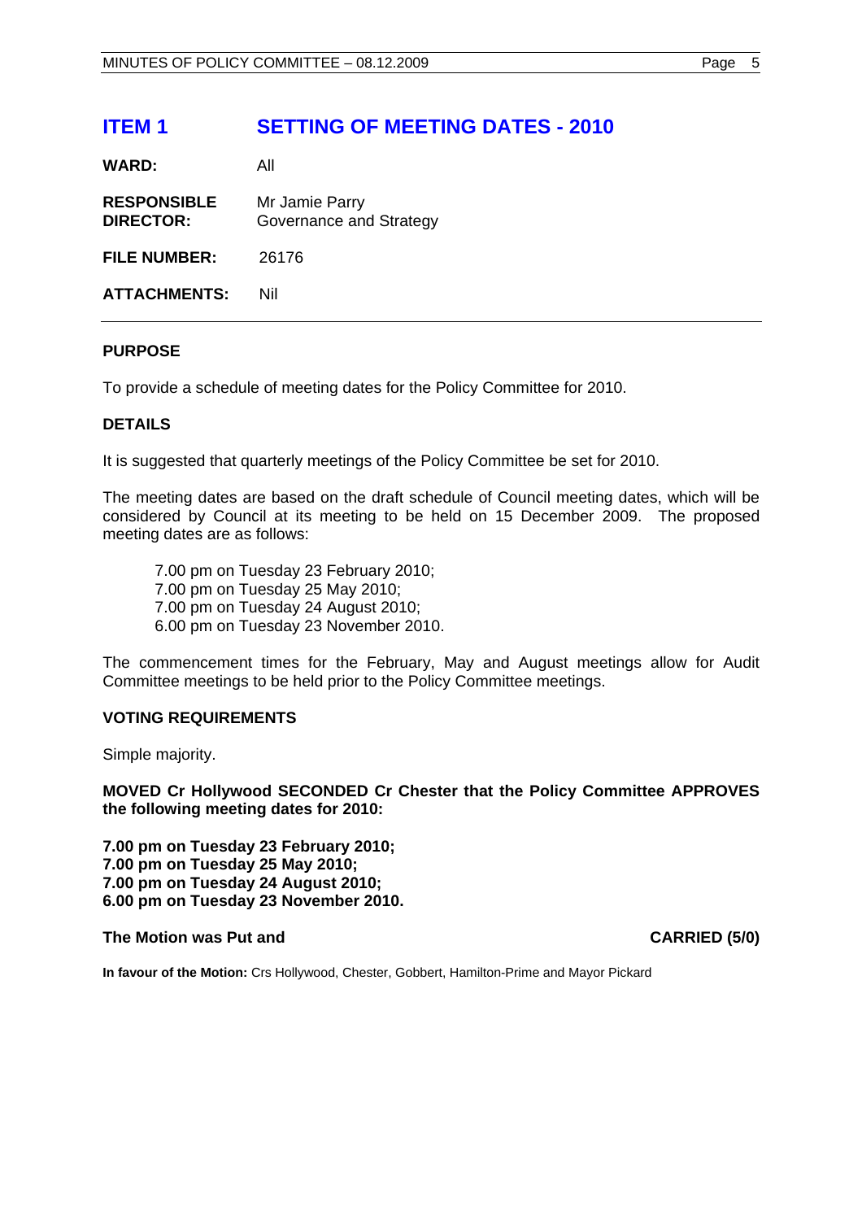# ITEM 1 SETTING OF MEETING DATES - 2010

**WARD:** All

**RESPONSIBLE DIRECTOR:** Mr Jamie Parry
Governance and Strategy

**FILE NUMBER:** 26176

**ATTACHMENTS:** Nil

---

**PURPOSE**

To provide a schedule of meeting dates for the Policy Committee for 2010.

**DETAILS**

It is suggested that quarterly meetings of the Policy Committee be set for 2010.

The meeting dates are based on the draft schedule of Council meeting dates, which will be considered by Council at its meeting to be held on 15 December 2009. The proposed meeting dates are as follows:

7.00 pm on Tuesday 23 February 2010;
7.00 pm on Tuesday 25 May 2010;
7.00 pm on Tuesday 24 August 2010;
6.00 pm on Tuesday 23 November 2010.

The commencement times for the February, May and August meetings allow for Audit Committee meetings to be held prior to the Policy Committee meetings.

**VOTING REQUIREMENTS**

Simple majority.

**MOVED Cr Hollywood SECONDED Cr Chester that the Policy Committee APPROVES the following meeting dates for 2010:**

**7.00 pm on Tuesday 23 February 2010;**
**7.00 pm on Tuesday 25 May 2010;**
**7.00 pm on Tuesday 24 August 2010;**
**6.00 pm on Tuesday 23 November 2010.**

**The Motion was Put and CARRIED (5/0)**

**In favour of the Motion:** Crs Hollywood, Chester, Gobbert, Hamilton-Prime and Mayor Pickard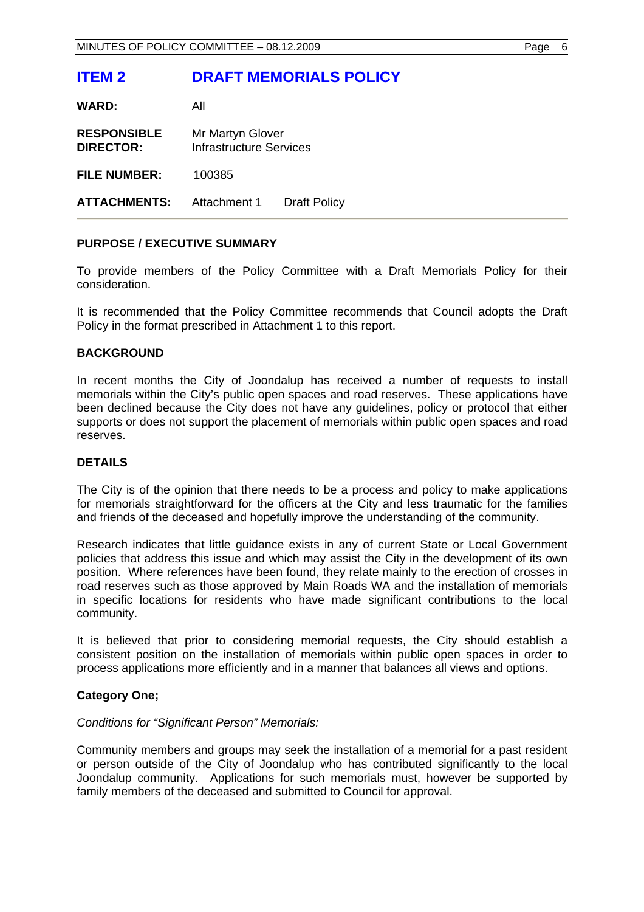# ITEM 2 DRAFT MEMORIALS POLICY

**WARD:** All

**RESPONSIBLE DIRECTOR:** Mr Martyn Glover
Infrastructure Services

**FILE NUMBER:** 100385

**ATTACHMENTS:** Attachment 1 Draft Policy

## PURPOSE / EXECUTIVE SUMMARY

To provide members of the Policy Committee with a Draft Memorials Policy for their consideration.

It is recommended that the Policy Committee recommends that Council adopts the Draft Policy in the format prescribed in Attachment 1 to this report.

## BACKGROUND

In recent months the City of Joondalup has received a number of requests to install memorials within the City's public open spaces and road reserves. These applications have been declined because the City does not have any guidelines, policy or protocol that either supports or does not support the placement of memorials within public open spaces and road reserves.

## DETAILS

The City is of the opinion that there needs to be a process and policy to make applications for memorials straightforward for the officers at the City and less traumatic for the families and friends of the deceased and hopefully improve the understanding of the community.

Research indicates that little guidance exists in any of current State or Local Government policies that address this issue and which may assist the City in the development of its own position. Where references have been found, they relate mainly to the erection of crosses in road reserves such as those approved by Main Roads WA and the installation of memorials in specific locations for residents who have made significant contributions to the local community.

It is believed that prior to considering memorial requests, the City should establish a consistent position on the installation of memorials within public open spaces in order to process applications more efficiently and in a manner that balances all views and options.

**Category One;**

*Conditions for "Significant Person" Memorials:*

Community members and groups may seek the installation of a memorial for a past resident or person outside of the City of Joondalup who has contributed significantly to the local Joondalup community. Applications for such memorials must, however be supported by family members of the deceased and submitted to Council for approval.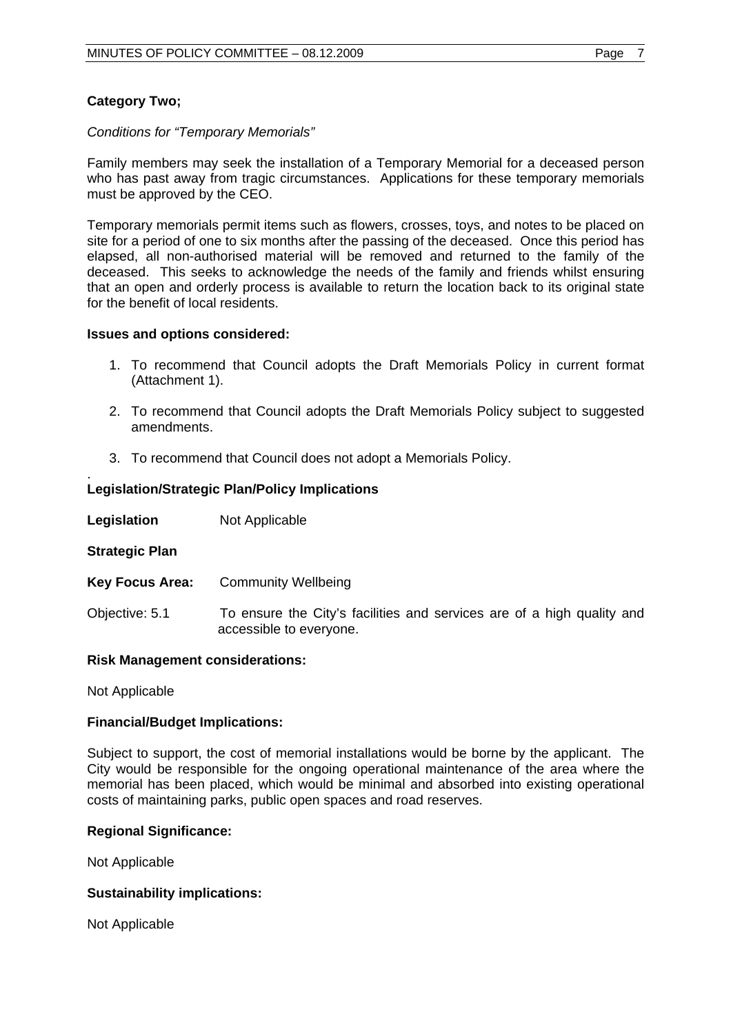**Category Two;**

*Conditions for "Temporary Memorials"*

Family members may seek the installation of a Temporary Memorial for a deceased person who has past away from tragic circumstances. Applications for these temporary memorials must be approved by the CEO.

Temporary memorials permit items such as flowers, crosses, toys, and notes to be placed on site for a period of one to six months after the passing of the deceased. Once this period has elapsed, all non-authorised material will be removed and returned to the family of the deceased. This seeks to acknowledge the needs of the family and friends whilst ensuring that an open and orderly process is available to return the location back to its original state for the benefit of local residents.

**Issues and options considered:**

1. To recommend that Council adopts the Draft Memorials Policy in current format (Attachment 1).
2. To recommend that Council adopts the Draft Memorials Policy subject to suggested amendments.
3. To recommend that Council does not adopt a Memorials Policy.

.
**Legislation/Strategic Plan/Policy Implications**

**Legislation** Not Applicable

**Strategic Plan**

**Key Focus Area:** Community Wellbeing

Objective: 5.1 To ensure the City's facilities and services are of a high quality and accessible to everyone.

**Risk Management considerations:**

Not Applicable

**Financial/Budget Implications:**

Subject to support, the cost of memorial installations would be borne by the applicant. The City would be responsible for the ongoing operational maintenance of the area where the memorial has been placed, which would be minimal and absorbed into existing operational costs of maintaining parks, public open spaces and road reserves.

**Regional Significance:**

Not Applicable

**Sustainability implications:**

Not Applicable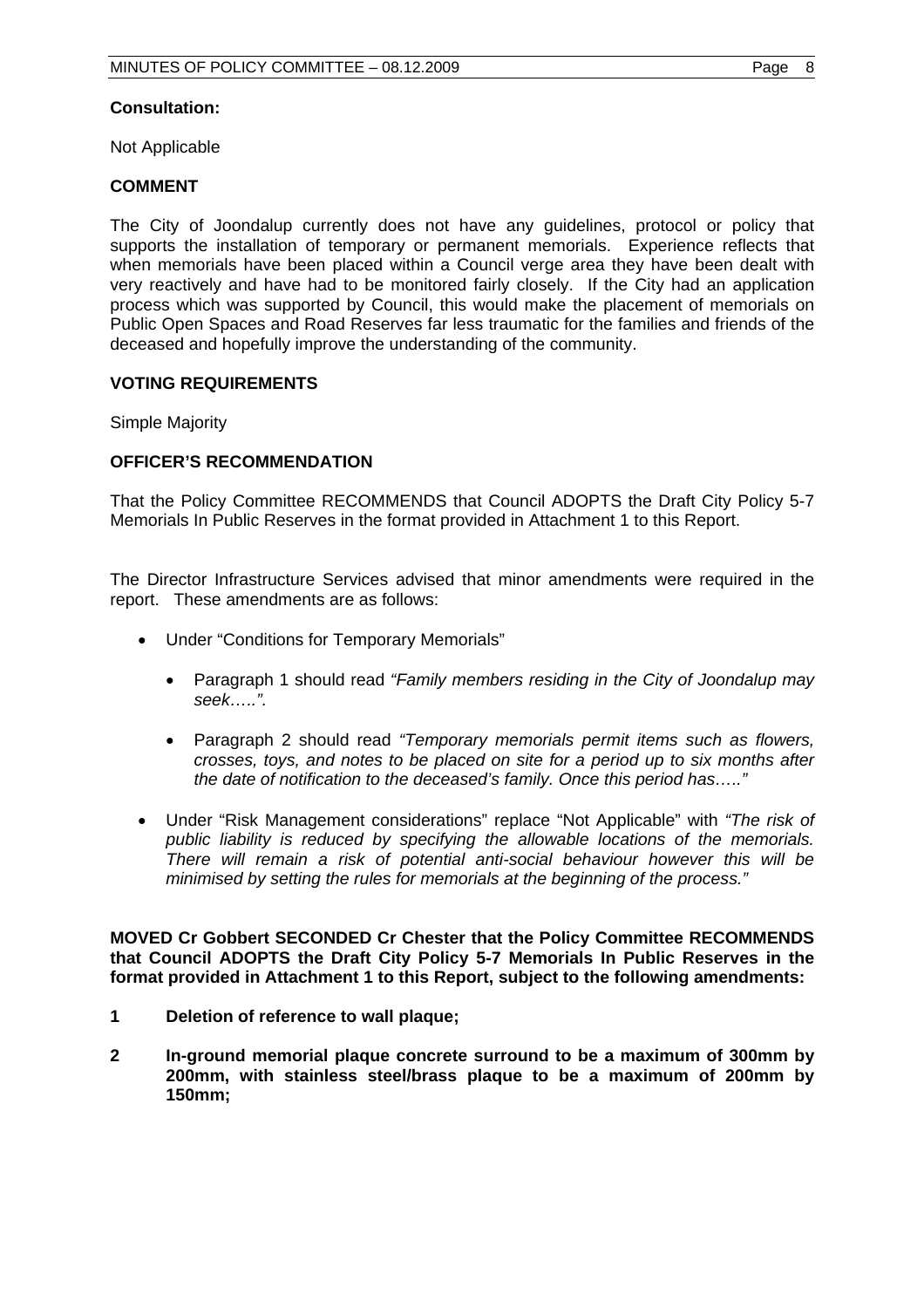**Consultation:**

Not Applicable

**COMMENT**

The City of Joondalup currently does not have any guidelines, protocol or policy that supports the installation of temporary or permanent memorials. Experience reflects that when memorials have been placed within a Council verge area they have been dealt with very reactively and have had to be monitored fairly closely. If the City had an application process which was supported by Council, this would make the placement of memorials on Public Open Spaces and Road Reserves far less traumatic for the families and friends of the deceased and hopefully improve the understanding of the community.

**VOTING REQUIREMENTS**

Simple Majority

**OFFICER'S RECOMMENDATION**

That the Policy Committee RECOMMENDS that Council ADOPTS the Draft City Policy 5-7 Memorials In Public Reserves in the format provided in Attachment 1 to this Report.

The Director Infrastructure Services advised that minor amendments were required in the report. These amendments are as follows:

- Under "Conditions for Temporary Memorials"
  - Paragraph 1 should read *"Family members residing in the City of Joondalup may seek…..".*
  - Paragraph 2 should read *"Temporary memorials permit items such as flowers, crosses, toys, and notes to be placed on site for a period up to six months after the date of notification to the deceased's family. Once this period has….."*
- Under "Risk Management considerations" replace "Not Applicable" with *"The risk of public liability is reduced by specifying the allowable locations of the memorials. There will remain a risk of potential anti-social behaviour however this will be minimised by setting the rules for memorials at the beginning of the process."*

**MOVED Cr Gobbert SECONDED Cr Chester that the Policy Committee RECOMMENDS that Council ADOPTS the Draft City Policy 5-7 Memorials In Public Reserves in the format provided in Attachment 1 to this Report, subject to the following amendments:**

**1 Deletion of reference to wall plaque;**

**2 In-ground memorial plaque concrete surround to be a maximum of 300mm by 200mm, with stainless steel/brass plaque to be a maximum of 200mm by 150mm;**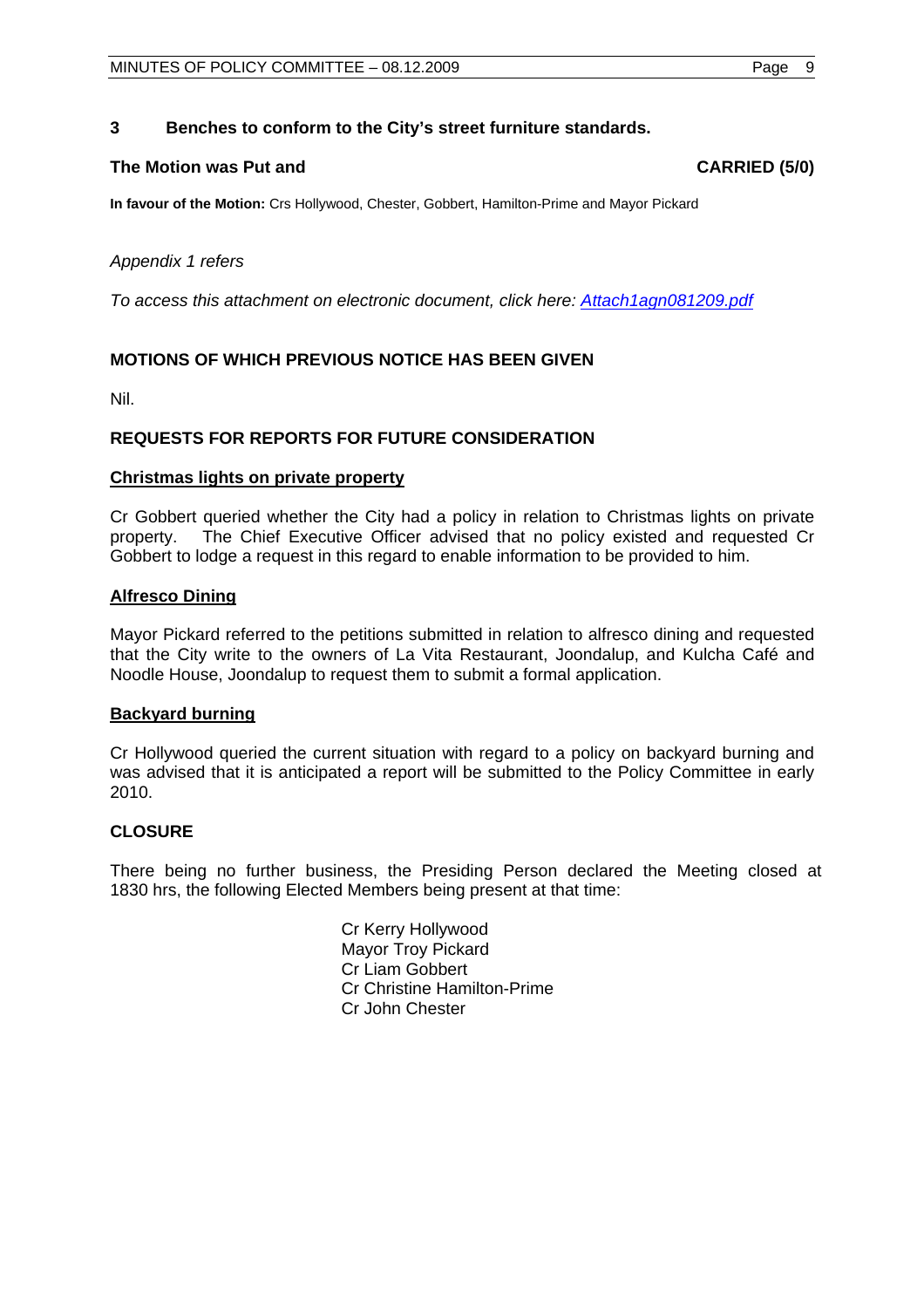**3 Benches to conform to the City's street furniture standards.**

**The Motion was Put and CARRIED (5/0)**

**In favour of the Motion:** Crs Hollywood, Chester, Gobbert, Hamilton-Prime and Mayor Pickard

*Appendix 1 refers*

*To access this attachment on electronic document, click here: Attach1agn081209.pdf*

## MOTIONS OF WHICH PREVIOUS NOTICE HAS BEEN GIVEN

Nil.

## REQUESTS FOR REPORTS FOR FUTURE CONSIDERATION

**Christmas lights on private property**

Cr Gobbert queried whether the City had a policy in relation to Christmas lights on private property. The Chief Executive Officer advised that no policy existed and requested Cr Gobbert to lodge a request in this regard to enable information to be provided to him.

**Alfresco Dining**

Mayor Pickard referred to the petitions submitted in relation to alfresco dining and requested that the City write to the owners of La Vita Restaurant, Joondalup, and Kulcha Café and Noodle House, Joondalup to request them to submit a formal application.

**Backyard burning**

Cr Hollywood queried the current situation with regard to a policy on backyard burning and was advised that it is anticipated a report will be submitted to the Policy Committee in early 2010.

## CLOSURE

There being no further business, the Presiding Person declared the Meeting closed at 1830 hrs, the following Elected Members being present at that time:

Cr Kerry Hollywood
Mayor Troy Pickard
Cr Liam Gobbert
Cr Christine Hamilton-Prime
Cr John Chester